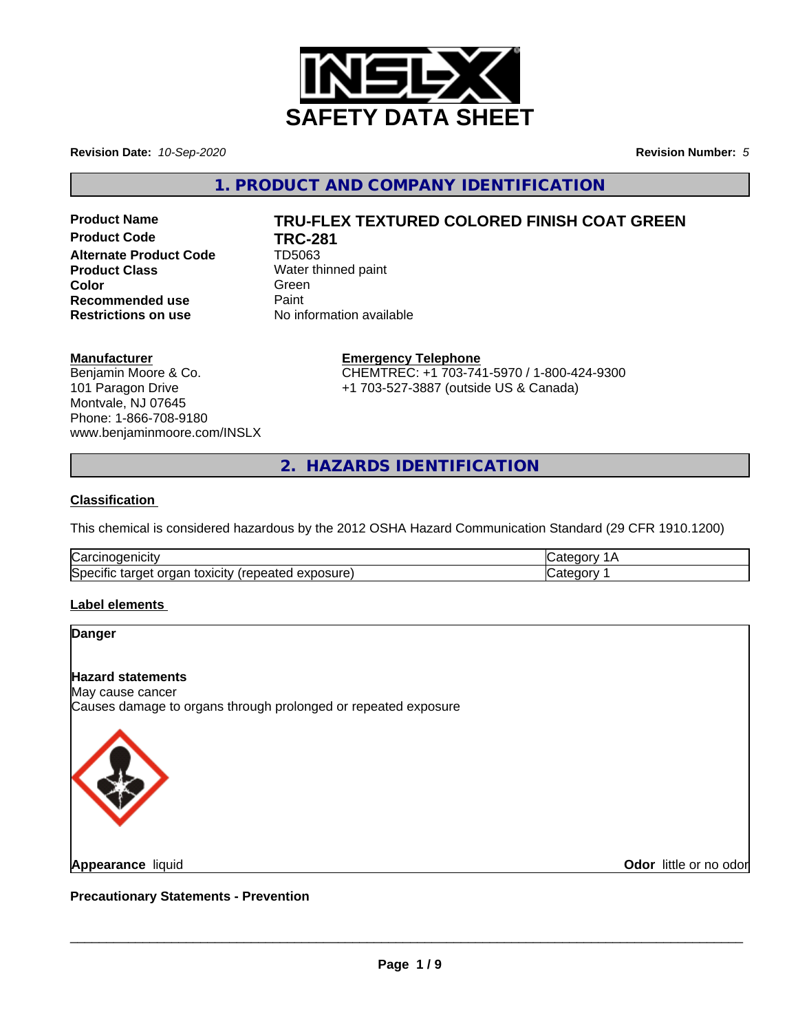# SAFETY DATA SHEET

**Revision Date:** *10-Sep-2020*

**Revision Number:** *5*

## 1. PRODUCT AND COMPANY IDENTIFICATION

| | |
|---|---|
| **Product Name** | **TRU-FLEX TEXTURED COLORED FINISH COAT GREEN** |
| **Product Code** | **TRC-281** |
| **Alternate Product Code** | TD5063 |
| **Product Class** | Water thinned paint |
| **Color** | Green |
| **Recommended use** | Paint |
| **Restrictions on use** | No information available |

**Manufacturer**
Benjamin Moore & Co.
101 Paragon Drive
Montvale, NJ 07645
Phone: 1-866-708-9180
www.benjaminmoore.com/INSLX

**Emergency Telephone**
CHEMTREC: +1 703-741-5970 / 1-800-424-9300
+1 703-527-3887 (outside US & Canada)

## 2. HAZARDS IDENTIFICATION

### Classification

This chemical is considered hazardous by the 2012 OSHA Hazard Communication Standard (29 CFR 1910.1200)

| | |
|---|---|
| Carcinogenicity | Category 1A |
| Specific target organ toxicity (repeated exposure) | Category 1 |

### Label elements

**Danger**

**Hazard statements**
May cause cancer
Causes damage to organs through prolonged or repeated exposure

**Appearance** liquid

**Odor** little or no odor

**Precautionary Statements - Prevention**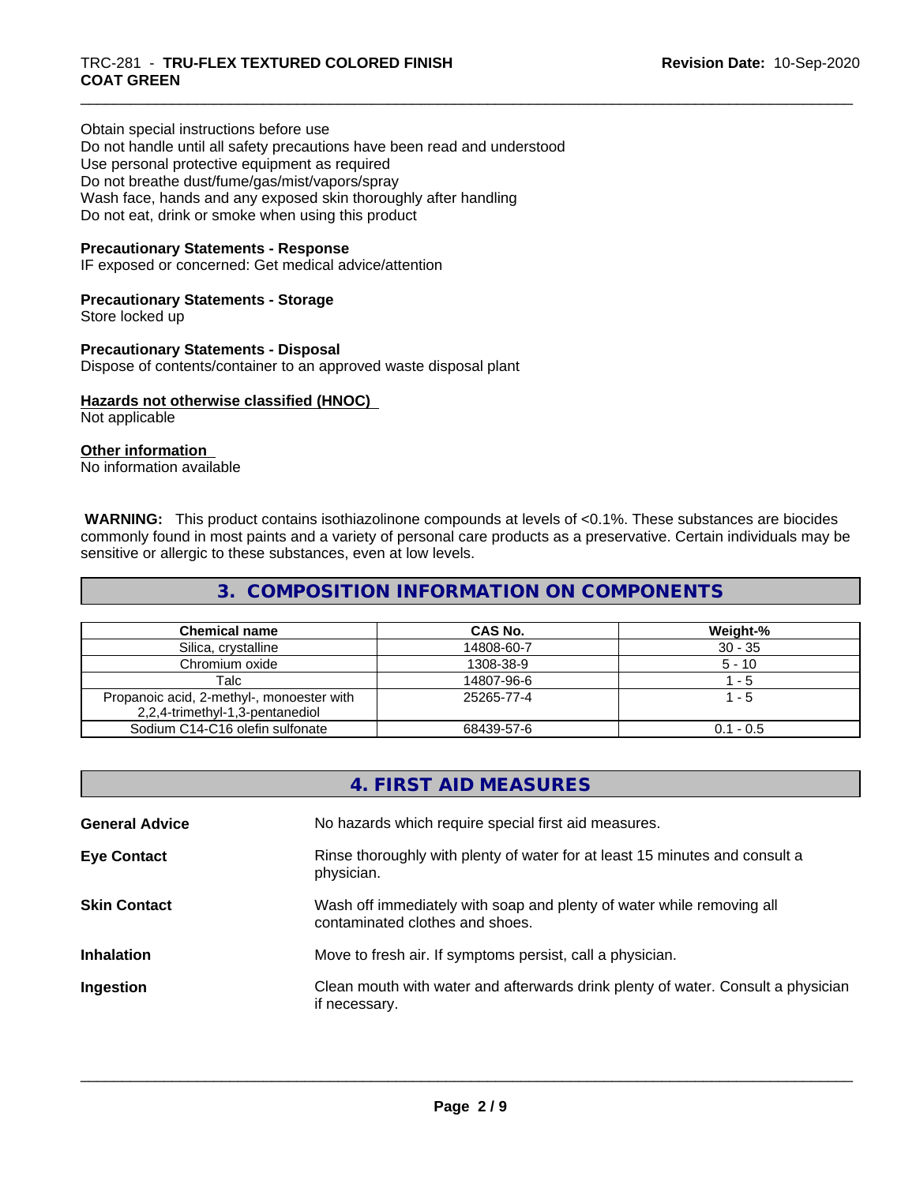Obtain special instructions before use
Do not handle until all safety precautions have been read and understood
Use personal protective equipment as required
Do not breathe dust/fume/gas/mist/vapors/spray
Wash face, hands and any exposed skin thoroughly after handling
Do not eat, drink or smoke when using this product

**Precautionary Statements - Response**
IF exposed or concerned: Get medical advice/attention

**Precautionary Statements - Storage**
Store locked up

**Precautionary Statements - Disposal**
Dispose of contents/container to an approved waste disposal plant

**Hazards not otherwise classified (HNOC)**
Not applicable

**Other information**
No information available

**WARNING:** This product contains isothiazolinone compounds at levels of <0.1%. These substances are biocides commonly found in most paints and a variety of personal care products as a preservative. Certain individuals may be sensitive or allergic to these substances, even at low levels.

## 3. COMPOSITION INFORMATION ON COMPONENTS

| Chemical name | CAS No. | Weight-% |
|---|---|---|
| Silica, crystalline | 14808-60-7 | 30 - 35 |
| Chromium oxide | 1308-38-9 | 5 - 10 |
| Talc | 14807-96-6 | 1 - 5 |
| Propanoic acid, 2-methyl-, monoester with 2,2,4-trimethyl-1,3-pentanediol | 25265-77-4 | 1 - 5 |
| Sodium C14-C16 olefin sulfonate | 68439-57-6 | 0.1 - 0.5 |

## 4. FIRST AID MEASURES

**General Advice** No hazards which require special first aid measures.

**Eye Contact** Rinse thoroughly with plenty of water for at least 15 minutes and consult a physician.

**Skin Contact** Wash off immediately with soap and plenty of water while removing all contaminated clothes and shoes.

**Inhalation** Move to fresh air. If symptoms persist, call a physician.

**Ingestion** Clean mouth with water and afterwards drink plenty of water. Consult a physician if necessary.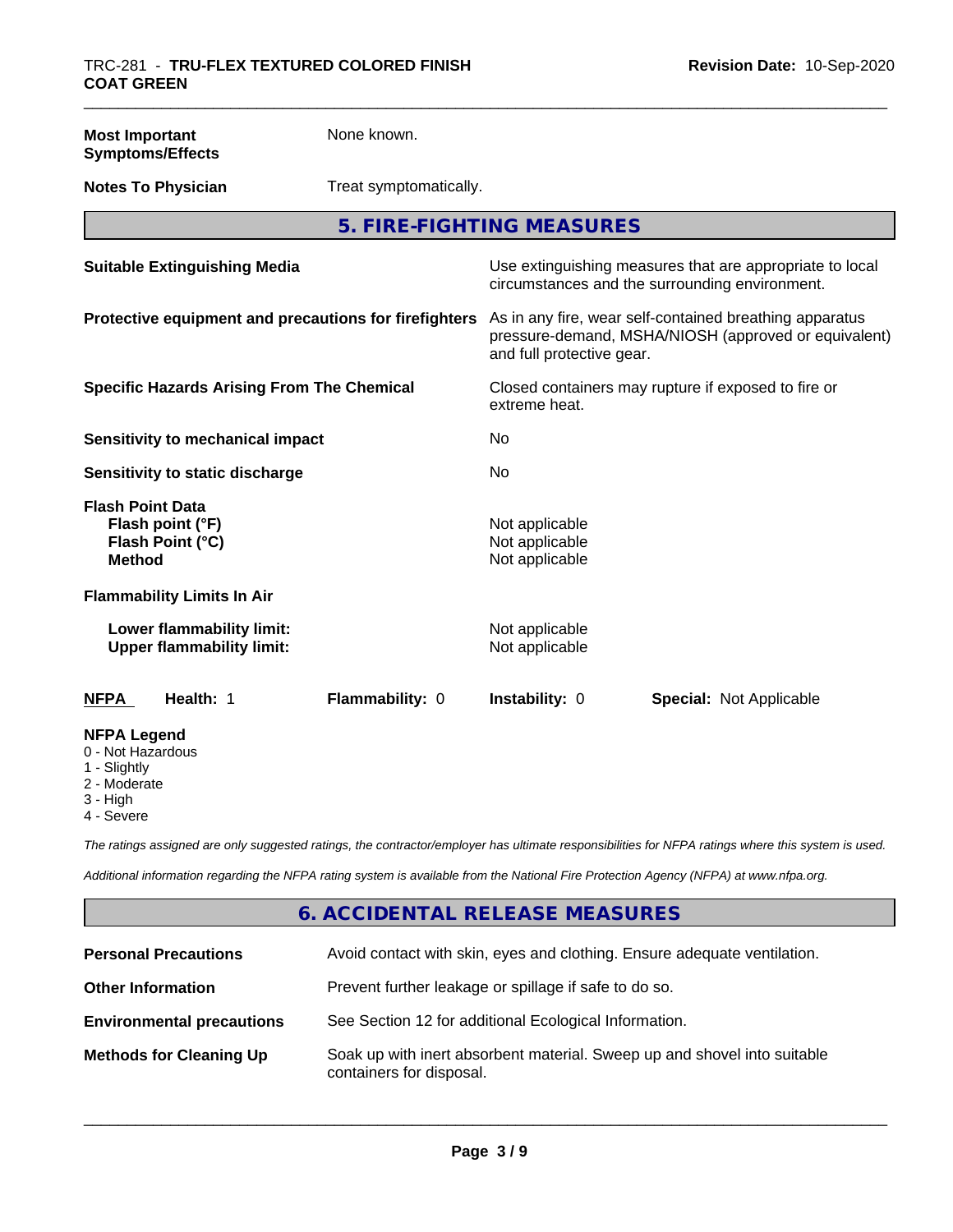| | |
|---|---|
| **Most Important Symptoms/Effects** | None known. |
| **Notes To Physician** | Treat symptomatically. |

## 5. FIRE-FIGHTING MEASURES

| | |
|---|---|
| **Suitable Extinguishing Media** | Use extinguishing measures that are appropriate to local circumstances and the surrounding environment. |
| **Protective equipment and precautions for firefighters** | As in any fire, wear self-contained breathing apparatus pressure-demand, MSHA/NIOSH (approved or equivalent) and full protective gear. |
| **Specific Hazards Arising From The Chemical** | Closed containers may rupture if exposed to fire or extreme heat. |
| **Sensitivity to mechanical impact** | No |
| **Sensitivity to static discharge** | No |

**Flash Point Data**

| | |
|---|---|
| **Flash point (°F)** | Not applicable |
| **Flash Point (°C)** | Not applicable |
| **Method** | Not applicable |

**Flammability Limits In Air**

| | |
|---|---|
| **Lower flammability limit:** | Not applicable |
| **Upper flammability limit:** | Not applicable |

| NFPA | Health: 1 | Flammability: 0 | Instability: 0 | Special: Not Applicable |
|---|---|---|---|---|

**NFPA Legend**
- 0 - Not Hazardous
- 1 - Slightly
- 2 - Moderate
- 3 - High
- 4 - Severe

*The ratings assigned are only suggested ratings, the contractor/employer has ultimate responsibilities for NFPA ratings where this system is used.*

*Additional information regarding the NFPA rating system is available from the National Fire Protection Agency (NFPA) at www.nfpa.org.*

## 6. ACCIDENTAL RELEASE MEASURES

| | |
|---|---|
| **Personal Precautions** | Avoid contact with skin, eyes and clothing. Ensure adequate ventilation. |
| **Other Information** | Prevent further leakage or spillage if safe to do so. |
| **Environmental precautions** | See Section 12 for additional Ecological Information. |
| **Methods for Cleaning Up** | Soak up with inert absorbent material. Sweep up and shovel into suitable containers for disposal. |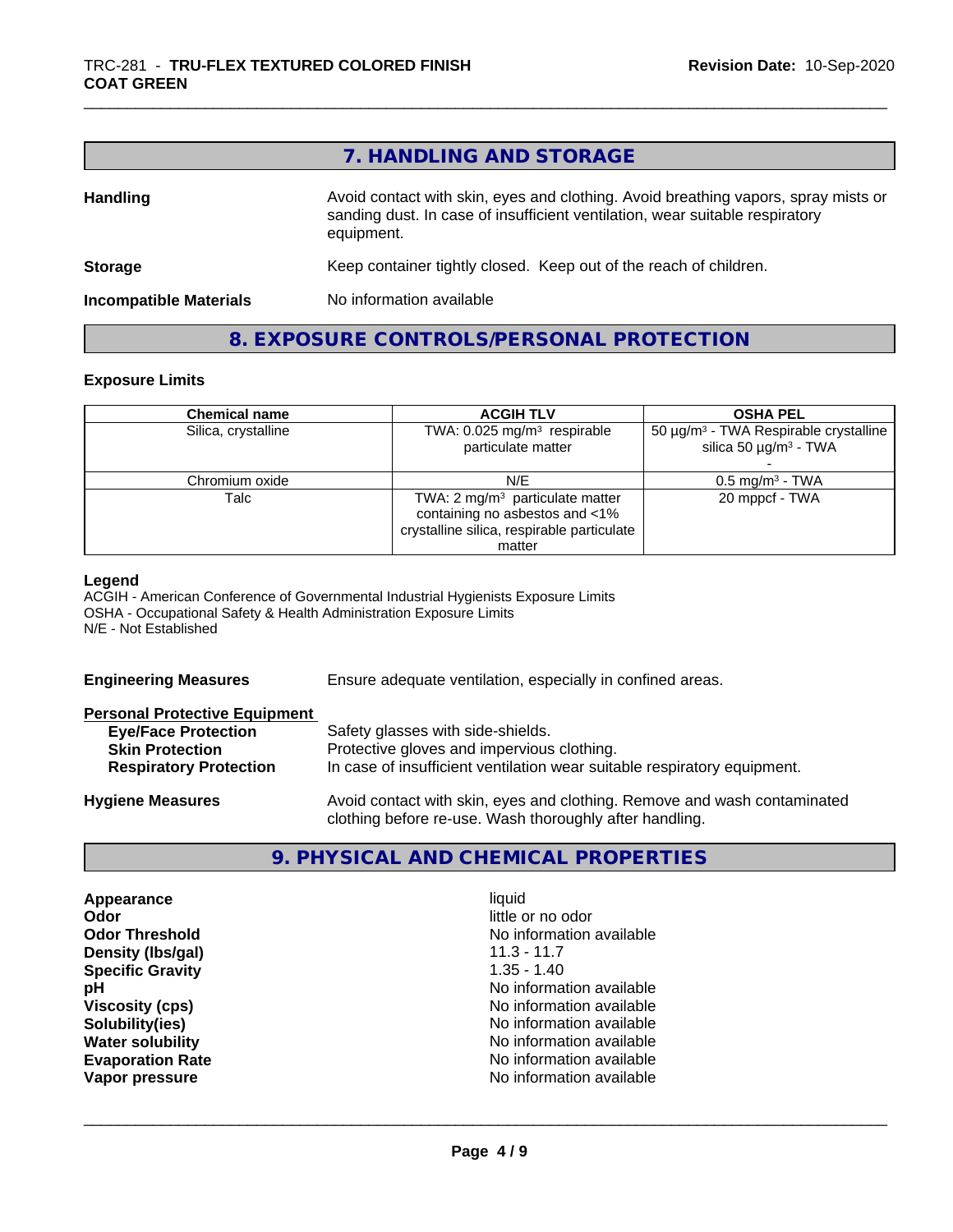## 7. HANDLING AND STORAGE

**Handling** Avoid contact with skin, eyes and clothing. Avoid breathing vapors, spray mists or sanding dust. In case of insufficient ventilation, wear suitable respiratory equipment.

**Storage** Keep container tightly closed. Keep out of the reach of children.

**Incompatible Materials** No information available

## 8. EXPOSURE CONTROLS/PERSONAL PROTECTION

### Exposure Limits

| Chemical name | ACGIH TLV | OSHA PEL |
|---|---|---|
| Silica, crystalline | TWA: 0.025 mg/m³ respirable particulate matter | 50 µg/m³ - TWA Respirable crystalline silica 50 µg/m³ - TWA - |
| Chromium oxide | N/E | 0.5 mg/m³ - TWA |
| Talc | TWA: 2 mg/m³ particulate matter containing no asbestos and <1% crystalline silica, respirable particulate matter | 20 mppcf - TWA |

**Legend**
ACGIH - American Conference of Governmental Industrial Hygienists Exposure Limits
OSHA - Occupational Safety & Health Administration Exposure Limits
N/E - Not Established

**Engineering Measures** Ensure adequate ventilation, especially in confined areas.

**Personal Protective Equipment**

- **Eye/Face Protection** Safety glasses with side-shields.
- **Skin Protection** Protective gloves and impervious clothing.
- **Respiratory Protection** In case of insufficient ventilation wear suitable respiratory equipment.

**Hygiene Measures** Avoid contact with skin, eyes and clothing. Remove and wash contaminated clothing before re-use. Wash thoroughly after handling.

## 9. PHYSICAL AND CHEMICAL PROPERTIES

| | |
|---|---|
| **Appearance** | liquid |
| **Odor** | little or no odor |
| **Odor Threshold** | No information available |
| **Density (lbs/gal)** | 11.3 - 11.7 |
| **Specific Gravity** | 1.35 - 1.40 |
| **pH** | No information available |
| **Viscosity (cps)** | No information available |
| **Solubility(ies)** | No information available |
| **Water solubility** | No information available |
| **Evaporation Rate** | No information available |
| **Vapor pressure** | No information available |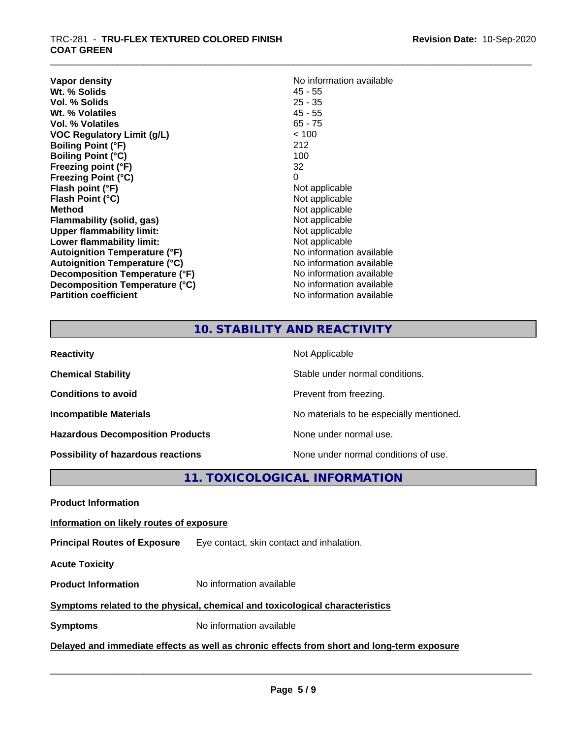| | |
|---|---|
| **Vapor density** | No information available |
| **Wt. % Solids** | 45 - 55 |
| **Vol. % Solids** | 25 - 35 |
| **Wt. % Volatiles** | 45 - 55 |
| **Vol. % Volatiles** | 65 - 75 |
| **VOC Regulatory Limit (g/L)** | < 100 |
| **Boiling Point (°F)** | 212 |
| **Boiling Point (°C)** | 100 |
| **Freezing point (°F)** | 32 |
| **Freezing Point (°C)** | 0 |
| **Flash point (°F)** | Not applicable |
| **Flash Point (°C)** | Not applicable |
| **Method** | Not applicable |
| **Flammability (solid, gas)** | Not applicable |
| **Upper flammability limit:** | Not applicable |
| **Lower flammability limit:** | Not applicable |
| **Autoignition Temperature (°F)** | No information available |
| **Autoignition Temperature (°C)** | No information available |
| **Decomposition Temperature (°F)** | No information available |
| **Decomposition Temperature (°C)** | No information available |
| **Partition coefficient** | No information available |

## 10. STABILITY AND REACTIVITY

| | |
|---|---|
| **Reactivity** | Not Applicable |
| **Chemical Stability** | Stable under normal conditions. |
| **Conditions to avoid** | Prevent from freezing. |
| **Incompatible Materials** | No materials to be especially mentioned. |
| **Hazardous Decomposition Products** | None under normal use. |
| **Possibility of hazardous reactions** | None under normal conditions of use. |

## 11. TOXICOLOGICAL INFORMATION

**Product Information**

**Information on likely routes of exposure**

**Principal Routes of Exposure** Eye contact, skin contact and inhalation.

**Acute Toxicity**

**Product Information** No information available

**Symptoms related to the physical, chemical and toxicological characteristics**

**Symptoms** No information available

**Delayed and immediate effects as well as chronic effects from short and long-term exposure**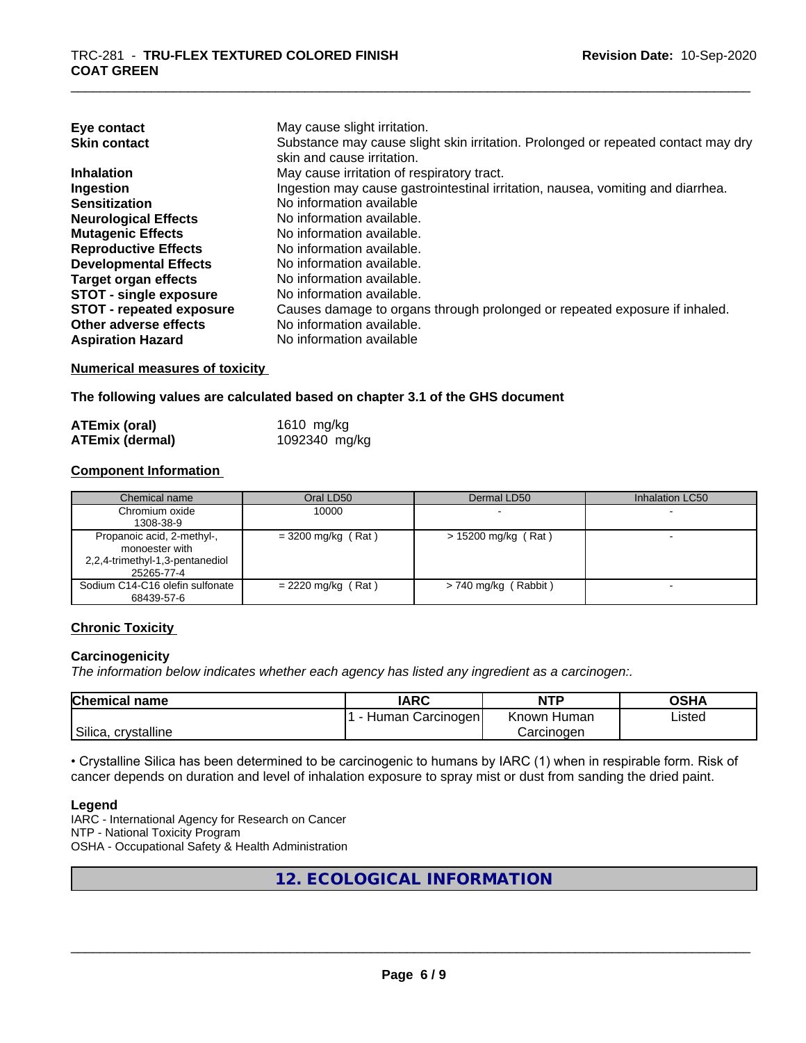| | |
|---|---|
| **Eye contact** | May cause slight irritation. |
| **Skin contact** | Substance may cause slight skin irritation. Prolonged or repeated contact may dry skin and cause irritation. |
| **Inhalation** | May cause irritation of respiratory tract. |
| **Ingestion** | Ingestion may cause gastrointestinal irritation, nausea, vomiting and diarrhea. |
| **Sensitization** | No information available |
| **Neurological Effects** | No information available. |
| **Mutagenic Effects** | No information available. |
| **Reproductive Effects** | No information available. |
| **Developmental Effects** | No information available. |
| **Target organ effects** | No information available. |
| **STOT - single exposure** | No information available. |
| **STOT - repeated exposure** | Causes damage to organs through prolonged or repeated exposure if inhaled. |
| **Other adverse effects** | No information available. |
| **Aspiration Hazard** | No information available |

**Numerical measures of toxicity**

**The following values are calculated based on chapter 3.1 of the GHS document**

| | |
|---|---|
| **ATEmix (oral)** | 1610 mg/kg |
| **ATEmix (dermal)** | 1092340 mg/kg |

**Component Information**

| Chemical name | Oral LD50 | Dermal LD50 | Inhalation LC50 |
|---|---|---|---|
| Chromium oxide<br>1308-38-9 | 10000 | - | - |
| Propanoic acid, 2-methyl-, monoester with 2,2,4-trimethyl-1,3-pentanediol<br>25265-77-4 | = 3200 mg/kg ( Rat ) | > 15200 mg/kg ( Rat ) | - |
| Sodium C14-C16 olefin sulfonate<br>68439-57-6 | = 2220 mg/kg ( Rat ) | > 740 mg/kg ( Rabbit ) | - |

**Chronic Toxicity**

**Carcinogenicity**

*The information below indicates whether each agency has listed any ingredient as a carcinogen:.*

| Chemical name | IARC | NTP | OSHA |
|---|---|---|---|
| Silica, crystalline | 1 - Human Carcinogen | Known Human Carcinogen | Listed |

• Crystalline Silica has been determined to be carcinogenic to humans by IARC (1) when in respirable form. Risk of cancer depends on duration and level of inhalation exposure to spray mist or dust from sanding the dried paint.

**Legend**

IARC - International Agency for Research on Cancer
NTP - National Toxicity Program
OSHA - Occupational Safety & Health Administration

## 12. ECOLOGICAL INFORMATION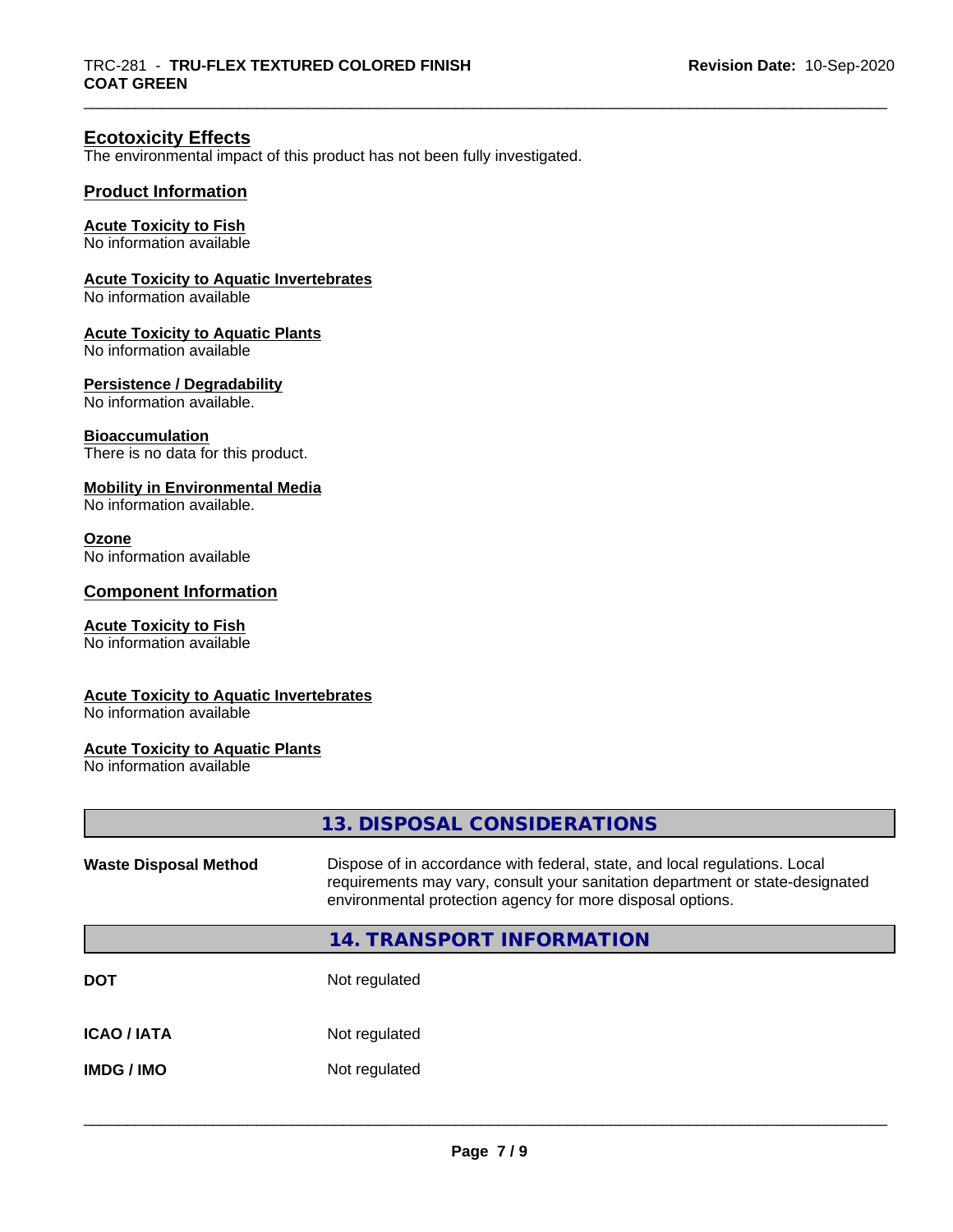## Ecotoxicity Effects

The environmental impact of this product has not been fully investigated.

### Product Information

**Acute Toxicity to Fish**
No information available

**Acute Toxicity to Aquatic Invertebrates**
No information available

**Acute Toxicity to Aquatic Plants**
No information available

**Persistence / Degradability**
No information available.

**Bioaccumulation**
There is no data for this product.

**Mobility in Environmental Media**
No information available.

**Ozone**
No information available

### Component Information

**Acute Toxicity to Fish**
No information available

**Acute Toxicity to Aquatic Invertebrates**
No information available

**Acute Toxicity to Aquatic Plants**
No information available

## 13. DISPOSAL CONSIDERATIONS

| | |
|---|---|
| **Waste Disposal Method** | Dispose of in accordance with federal, state, and local regulations. Local requirements may vary, consult your sanitation department or state-designated environmental protection agency for more disposal options. |

## 14. TRANSPORT INFORMATION

| | |
|---|---|
| **DOT** | Not regulated |
| **ICAO / IATA** | Not regulated |
| **IMDG / IMO** | Not regulated |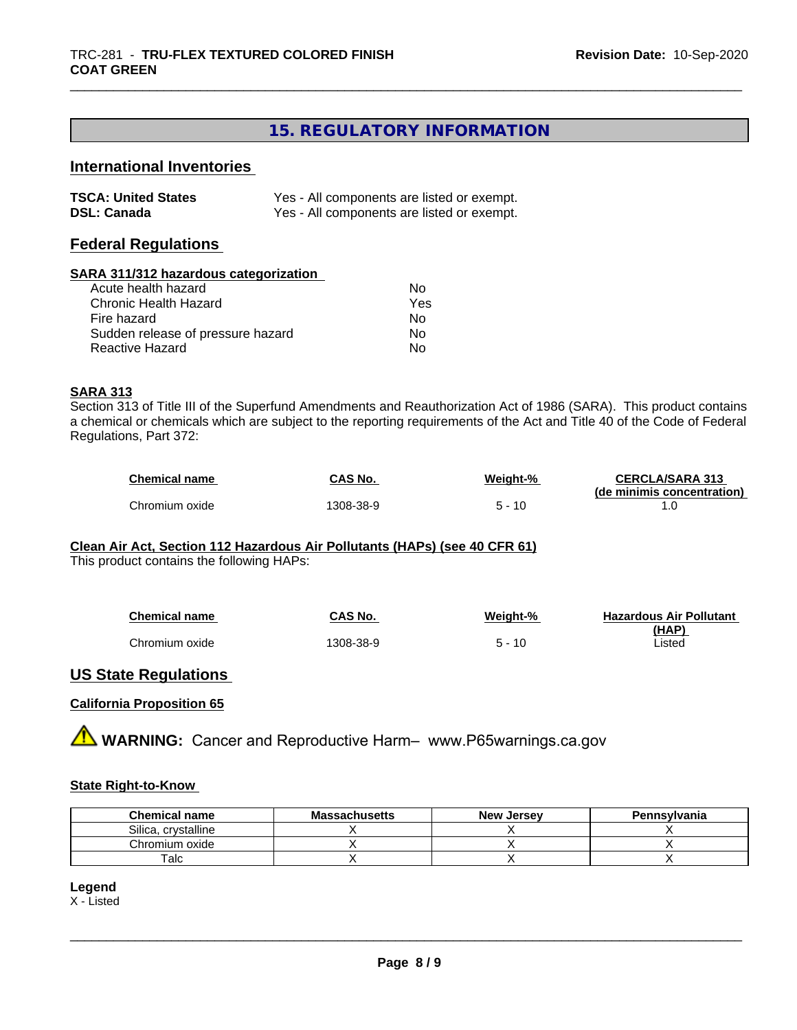## 15. REGULATORY INFORMATION

### International Inventories

| | |
|---|---|
| **TSCA: United States** | Yes - All components are listed or exempt. |
| **DSL: Canada** | Yes - All components are listed or exempt. |

### Federal Regulations

**SARA 311/312 hazardous categorization**

| | |
|---|---|
| Acute health hazard | No |
| Chronic Health Hazard | Yes |
| Fire hazard | No |
| Sudden release of pressure hazard | No |
| Reactive Hazard | No |

**SARA 313**

Section 313 of Title III of the Superfund Amendments and Reauthorization Act of 1986 (SARA). This product contains a chemical or chemicals which are subject to the reporting requirements of the Act and Title 40 of the Code of Federal Regulations, Part 372:

| Chemical name | CAS No. | Weight-% | CERCLA/SARA 313 (de minimis concentration) |
|---|---|---|---|
| Chromium oxide | 1308-38-9 | 5 - 10 | 1.0 |

**Clean Air Act, Section 112 Hazardous Air Pollutants (HAPs) (see 40 CFR 61)**

This product contains the following HAPs:

| Chemical name | CAS No. | Weight-% | Hazardous Air Pollutant (HAP) |
|---|---|---|---|
| Chromium oxide | 1308-38-9 | 5 - 10 | Listed |

### US State Regulations

**California Proposition 65**

⚠ **WARNING:** Cancer and Reproductive Harm– www.P65warnings.ca.gov

**State Right-to-Know**

| Chemical name | Massachusetts | New Jersey | Pennsylvania |
|---|---|---|---|
| Silica, crystalline | X | X | X |
| Chromium oxide | X | X | X |
| Talc | X | X | X |

**Legend**

X - Listed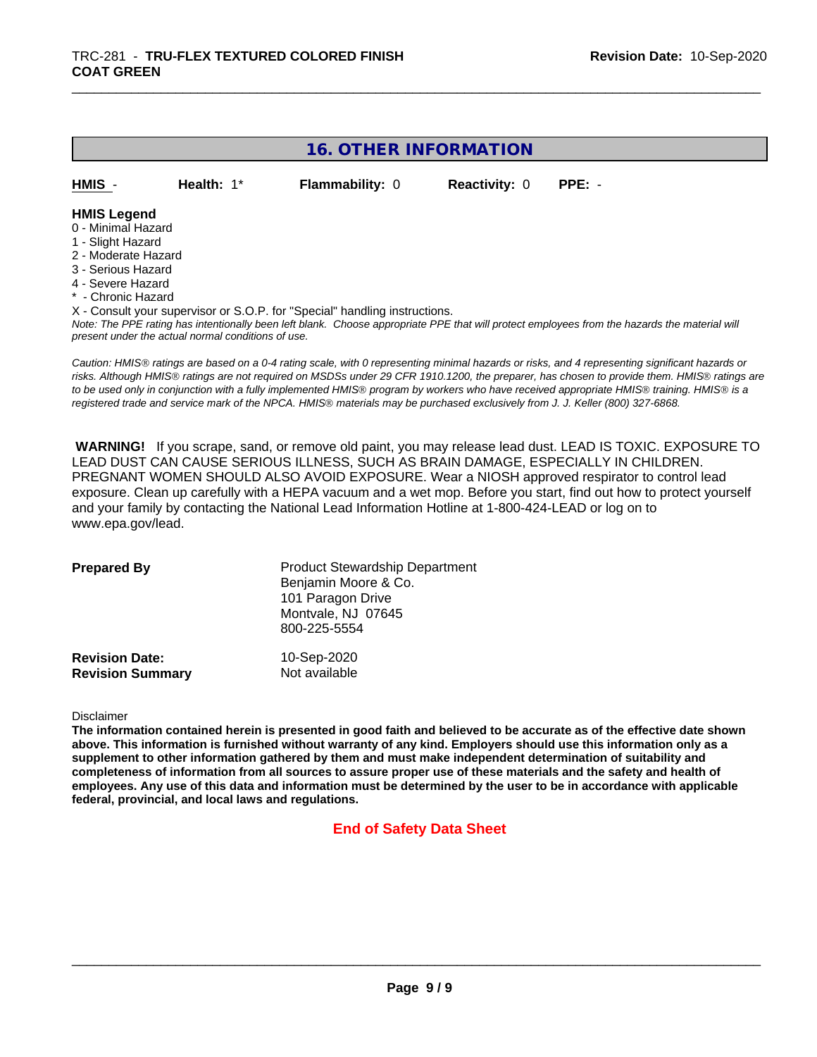## 16. OTHER INFORMATION

| HMIS - | Health: 1* | Flammability: 0 | Reactivity: 0 | PPE: - |
|---|---|---|---|---|

**HMIS Legend**

0 - Minimal Hazard
1 - Slight Hazard
2 - Moderate Hazard
3 - Serious Hazard
4 - Severe Hazard
* - Chronic Hazard
X - Consult your supervisor or S.O.P. for "Special" handling instructions.

*Note: The PPE rating has intentionally been left blank. Choose appropriate PPE that will protect employees from the hazards the material will present under the actual normal conditions of use.*

*Caution: HMIS® ratings are based on a 0-4 rating scale, with 0 representing minimal hazards or risks, and 4 representing significant hazards or risks. Although HMIS® ratings are not required on MSDSs under 29 CFR 1910.1200, the preparer, has chosen to provide them. HMIS® ratings are to be used only in conjunction with a fully implemented HMIS® program by workers who have received appropriate HMIS® training. HMIS® is a registered trade and service mark of the NPCA. HMIS® materials may be purchased exclusively from J. J. Keller (800) 327-6868.*

**WARNING!** If you scrape, sand, or remove old paint, you may release lead dust. LEAD IS TOXIC. EXPOSURE TO LEAD DUST CAN CAUSE SERIOUS ILLNESS, SUCH AS BRAIN DAMAGE, ESPECIALLY IN CHILDREN. PREGNANT WOMEN SHOULD ALSO AVOID EXPOSURE. Wear a NIOSH approved respirator to control lead exposure. Clean up carefully with a HEPA vacuum and a wet mop. Before you start, find out how to protect yourself and your family by contacting the National Lead Information Hotline at 1-800-424-LEAD or log on to www.epa.gov/lead.

**Prepared By**
Product Stewardship Department
Benjamin Moore & Co.
101 Paragon Drive
Montvale, NJ 07645
800-225-5554

**Revision Date:** 10-Sep-2020
**Revision Summary** Not available

Disclaimer

**The information contained herein is presented in good faith and believed to be accurate as of the effective date shown above. This information is furnished without warranty of any kind. Employers should use this information only as a supplement to other information gathered by them and must make independent determination of suitability and completeness of information from all sources to assure proper use of these materials and the safety and health of employees. Any use of this data and information must be determined by the user to be in accordance with applicable federal, provincial, and local laws and regulations.**

**End of Safety Data Sheet**